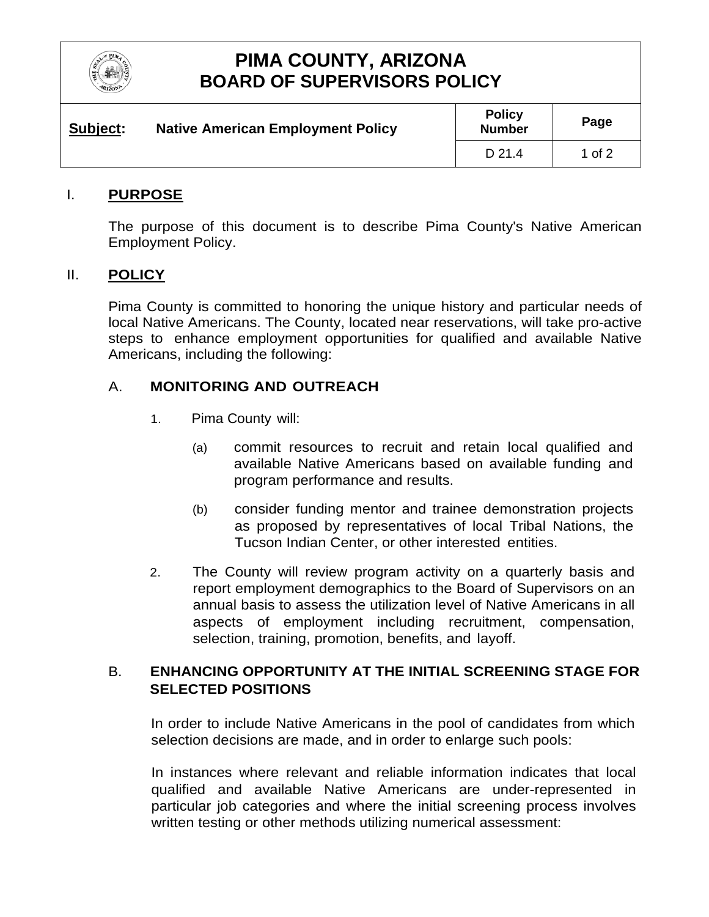# PIMA COUNTY, ARIZONA
# BOARD OF SUPERVISORS POLICY

| **Subject:** Native American Employment Policy | **Policy Number** | **Page** |
| --- | --- | --- |
| | D 21.4 | 1 of 2 |

## I. PURPOSE

The purpose of this document is to describe Pima County's Native American Employment Policy.

## II. POLICY

Pima County is committed to honoring the unique history and particular needs of local Native Americans. The County, located near reservations, will take pro-active steps to enhance employment opportunities for qualified and available Native Americans, including the following:

### A. MONITORING AND OUTREACH

1. Pima County will:

   (a) commit resources to recruit and retain local qualified and available Native Americans based on available funding and program performance and results.

   (b) consider funding mentor and trainee demonstration projects as proposed by representatives of local Tribal Nations, the Tucson Indian Center, or other interested entities.

2. The County will review program activity on a quarterly basis and report employment demographics to the Board of Supervisors on an annual basis to assess the utilization level of Native Americans in all aspects of employment including recruitment, compensation, selection, training, promotion, benefits, and layoff.

### B. ENHANCING OPPORTUNITY AT THE INITIAL SCREENING STAGE FOR SELECTED POSITIONS

In order to include Native Americans in the pool of candidates from which selection decisions are made, and in order to enlarge such pools:

In instances where relevant and reliable information indicates that local qualified and available Native Americans are under-represented in particular job categories and where the initial screening process involves written testing or other methods utilizing numerical assessment: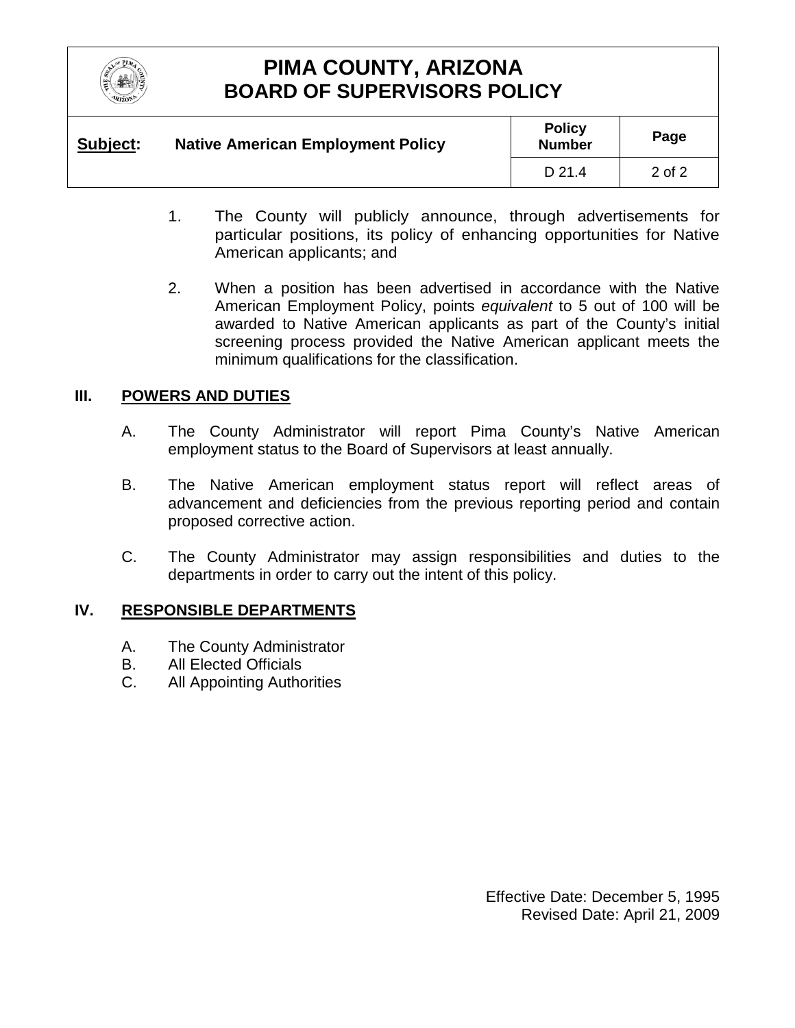1. The County will publicly announce, through advertisements for particular positions, its policy of enhancing opportunities for Native American applicants; and

2. When a position has been advertised in accordance with the Native American Employment Policy, points *equivalent* to 5 out of 100 will be awarded to Native American applicants as part of the County's initial screening process provided the Native American applicant meets the minimum qualifications for the classification.

## III. POWERS AND DUTIES

A. The County Administrator will report Pima County's Native American employment status to the Board of Supervisors at least annually.

B. The Native American employment status report will reflect areas of advancement and deficiencies from the previous reporting period and contain proposed corrective action.

C. The County Administrator may assign responsibilities and duties to the departments in order to carry out the intent of this policy.

## IV. RESPONSIBLE DEPARTMENTS

A. The County Administrator
B. All Elected Officials
C. All Appointing Authorities

Effective Date: December 5, 1995
Revised Date: April 21, 2009